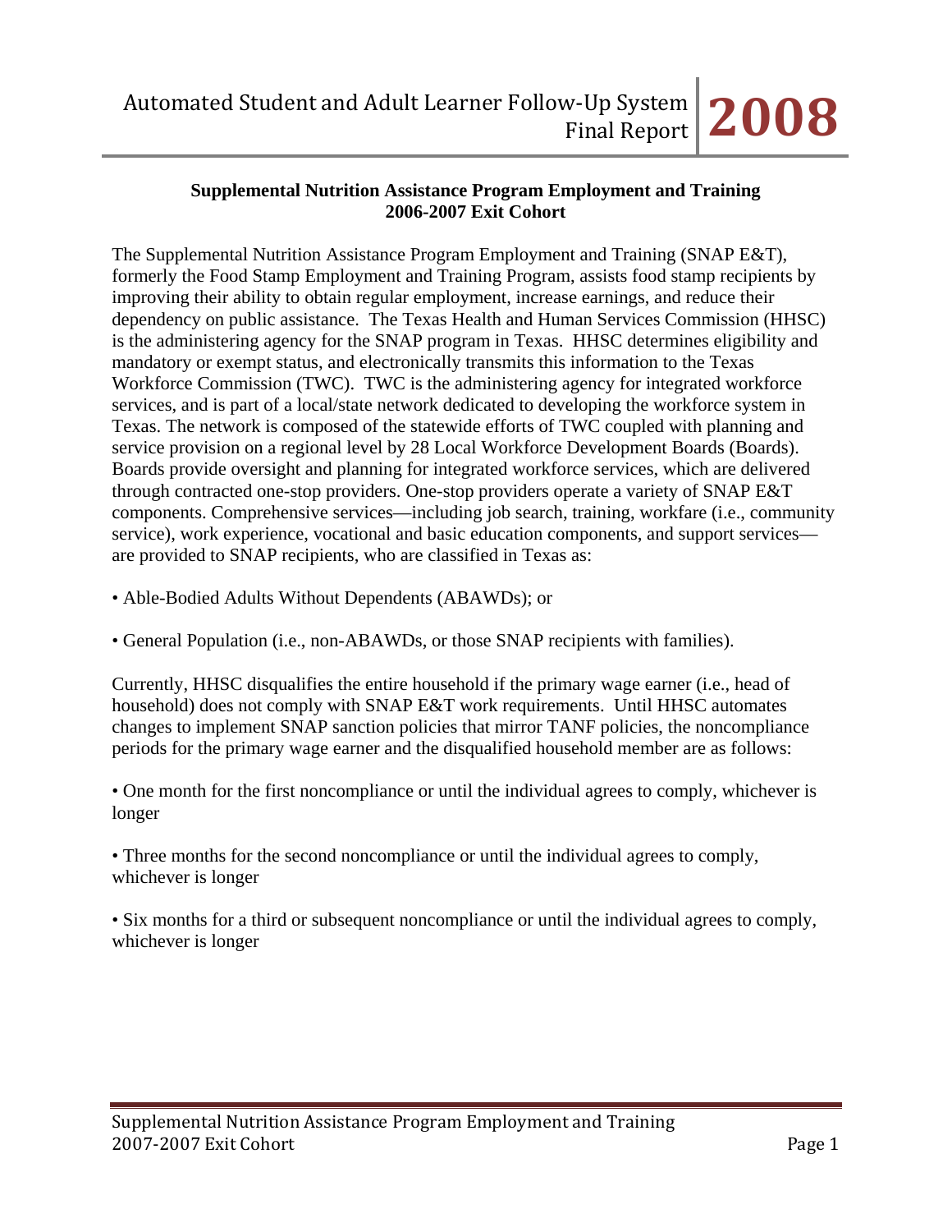## Supplemental Nutrition Assistance Program Employment and Training 2006-2007 Exit Cohort

The Supplemental Nutrition Assistance Program Employment and Training (SNAP E&T), formerly the Food Stamp Employment and Training Program, assists food stamp recipients by improving their ability to obtain regular employment, increase earnings, and reduce their dependency on public assistance. The Texas Health and Human Services Commission (HHSC) is the administering agency for the SNAP program in Texas. HHSC determines eligibility and mandatory or exempt status, and electronically transmits this information to the Texas Workforce Commission (TWC). TWC is the administering agency for integrated workforce services, and is part of a local/state network dedicated to developing the workforce system in Texas. The network is composed of the statewide efforts of TWC coupled with planning and service provision on a regional level by 28 Local Workforce Development Boards (Boards). Boards provide oversight and planning for integrated workforce services, which are delivered through contracted one-stop providers. One-stop providers operate a variety of SNAP E&T components. Comprehensive services—including job search, training, workfare (i.e., community service), work experience, vocational and basic education components, and support services—are provided to SNAP recipients, who are classified in Texas as:

- Able-Bodied Adults Without Dependents (ABAWDs); or
- General Population (i.e., non-ABAWDs, or those SNAP recipients with families).

Currently, HHSC disqualifies the entire household if the primary wage earner (i.e., head of household) does not comply with SNAP E&T work requirements. Until HHSC automates changes to implement SNAP sanction policies that mirror TANF policies, the noncompliance periods for the primary wage earner and the disqualified household member are as follows:

- One month for the first noncompliance or until the individual agrees to comply, whichever is longer
- Three months for the second noncompliance or until the individual agrees to comply, whichever is longer
- Six months for a third or subsequent noncompliance or until the individual agrees to comply, whichever is longer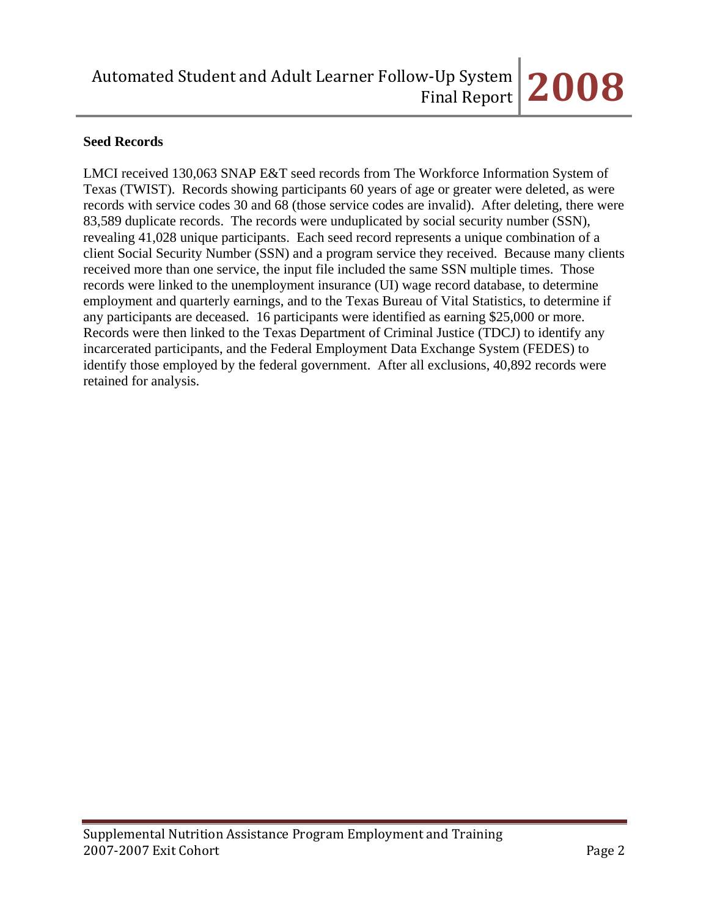## Seed Records

LMCI received 130,063 SNAP E&T seed records from The Workforce Information System of Texas (TWIST). Records showing participants 60 years of age or greater were deleted, as were records with service codes 30 and 68 (those service codes are invalid). After deleting, there were 83,589 duplicate records. The records were unduplicated by social security number (SSN), revealing 41,028 unique participants. Each seed record represents a unique combination of a client Social Security Number (SSN) and a program service they received. Because many clients received more than one service, the input file included the same SSN multiple times. Those records were linked to the unemployment insurance (UI) wage record database, to determine employment and quarterly earnings, and to the Texas Bureau of Vital Statistics, to determine if any participants are deceased. 16 participants were identified as earning $25,000 or more. Records were then linked to the Texas Department of Criminal Justice (TDCJ) to identify any incarcerated participants, and the Federal Employment Data Exchange System (FEDES) to identify those employed by the federal government. After all exclusions, 40,892 records were retained for analysis.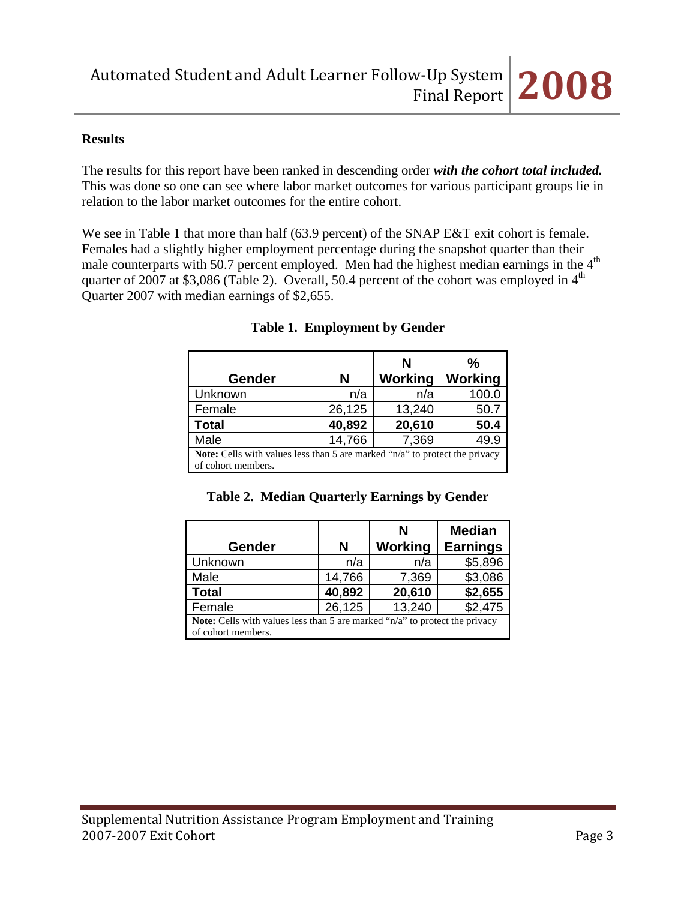### Results

The results for this report have been ranked in descending order ***with the cohort total included.*** This was done so one can see where labor market outcomes for various participant groups lie in relation to the labor market outcomes for the entire cohort.

We see in Table 1 that more than half (63.9 percent) of the SNAP E&T exit cohort is female. Females had a slightly higher employment percentage during the snapshot quarter than their male counterparts with 50.7 percent employed. Men had the highest median earnings in the 4th quarter of 2007 at $3,086 (Table 2). Overall, 50.4 percent of the cohort was employed in 4th Quarter 2007 with median earnings of $2,655.

**Table 1. Employment by Gender**

| Gender | N | N Working | % Working |
|---|---|---|---|
| Unknown | n/a | n/a | 100.0 |
| Female | 26,125 | 13,240 | 50.7 |
| **Total** | **40,892** | **20,610** | **50.4** |
| Male | 14,766 | 7,369 | 49.9 |

**Note:** Cells with values less than 5 are marked "n/a" to protect the privacy of cohort members.

**Table 2. Median Quarterly Earnings by Gender**

| Gender | N | N Working | Median Earnings |
|---|---|---|---|
| Unknown | n/a | n/a | $5,896 |
| Male | 14,766 | 7,369 | $3,086 |
| **Total** | **40,892** | **20,610** | **$2,655** |
| Female | 26,125 | 13,240 | $2,475 |

**Note:** Cells with values less than 5 are marked "n/a" to protect the privacy of cohort members.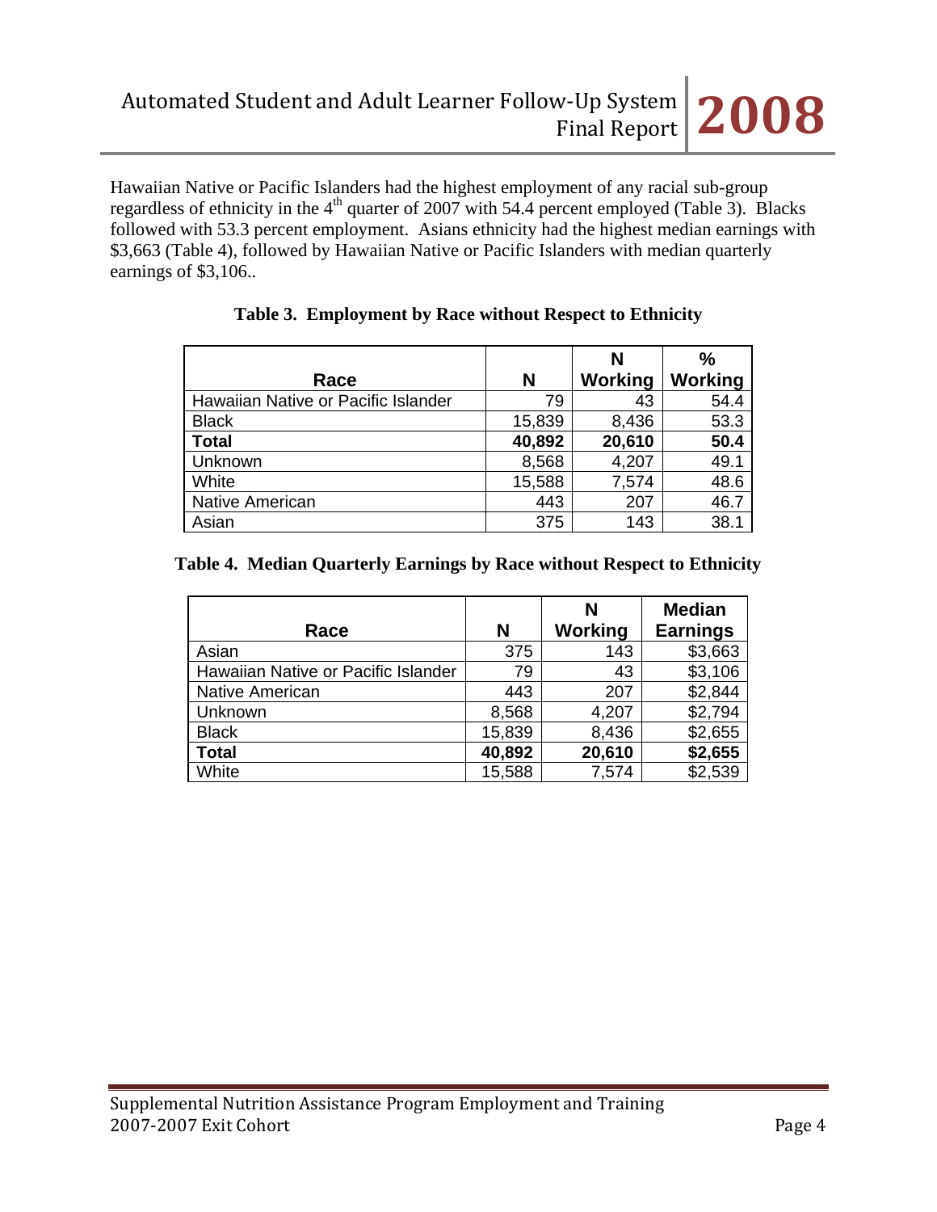Hawaiian Native or Pacific Islanders had the highest employment of any racial sub-group regardless of ethnicity in the 4th quarter of 2007 with 54.4 percent employed (Table 3). Blacks followed with 53.3 percent employment. Asians ethnicity had the highest median earnings with $3,663 (Table 4), followed by Hawaiian Native or Pacific Islanders with median quarterly earnings of $3,106..

**Table 3. Employment by Race without Respect to Ethnicity**

| Race | N | N Working | % Working |
|---|---|---|---|
| Hawaiian Native or Pacific Islander | 79 | 43 | 54.4 |
| Black | 15,839 | 8,436 | 53.3 |
| **Total** | **40,892** | **20,610** | **50.4** |
| Unknown | 8,568 | 4,207 | 49.1 |
| White | 15,588 | 7,574 | 48.6 |
| Native American | 443 | 207 | 46.7 |
| Asian | 375 | 143 | 38.1 |

**Table 4. Median Quarterly Earnings by Race without Respect to Ethnicity**

| Race | N | N Working | Median Earnings |
|---|---|---|---|
| Asian | 375 | 143 | $3,663 |
| Hawaiian Native or Pacific Islander | 79 | 43 | $3,106 |
| Native American | 443 | 207 | $2,844 |
| Unknown | 8,568 | 4,207 | $2,794 |
| Black | 15,839 | 8,436 | $2,655 |
| **Total** | **40,892** | **20,610** | **$2,655** |
| White | 15,588 | 7,574 | $2,539 |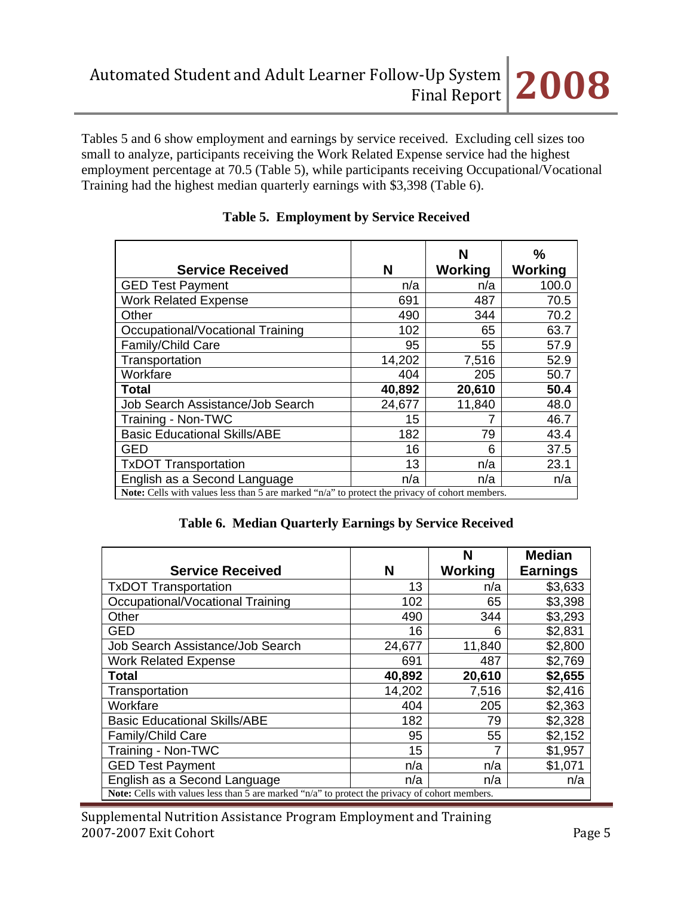Tables 5 and 6 show employment and earnings by service received. Excluding cell sizes too small to analyze, participants receiving the Work Related Expense service had the highest employment percentage at 70.5 (Table 5), while participants receiving Occupational/Vocational Training had the highest median quarterly earnings with $3,398 (Table 6).

**Table 5. Employment by Service Received**

| Service Received | N | N Working | % Working |
|---|---|---|---|
| GED Test Payment | n/a | n/a | 100.0 |
| Work Related Expense | 691 | 487 | 70.5 |
| Other | 490 | 344 | 70.2 |
| Occupational/Vocational Training | 102 | 65 | 63.7 |
| Family/Child Care | 95 | 55 | 57.9 |
| Transportation | 14,202 | 7,516 | 52.9 |
| Workfare | 404 | 205 | 50.7 |
| **Total** | **40,892** | **20,610** | **50.4** |
| Job Search Assistance/Job Search | 24,677 | 11,840 | 48.0 |
| Training - Non-TWC | 15 | 7 | 46.7 |
| Basic Educational Skills/ABE | 182 | 79 | 43.4 |
| GED | 16 | 6 | 37.5 |
| TxDOT Transportation | 13 | n/a | 23.1 |
| English as a Second Language | n/a | n/a | n/a |

**Note:** Cells with values less than 5 are marked "n/a" to protect the privacy of cohort members.

**Table 6. Median Quarterly Earnings by Service Received**

| Service Received | N | N Working | Median Earnings |
|---|---|---|---|
| TxDOT Transportation | 13 | n/a | $3,633 |
| Occupational/Vocational Training | 102 | 65 | $3,398 |
| Other | 490 | 344 | $3,293 |
| GED | 16 | 6 | $2,831 |
| Job Search Assistance/Job Search | 24,677 | 11,840 | $2,800 |
| Work Related Expense | 691 | 487 | $2,769 |
| **Total** | **40,892** | **20,610** | **$2,655** |
| Transportation | 14,202 | 7,516 | $2,416 |
| Workfare | 404 | 205 | $2,363 |
| Basic Educational Skills/ABE | 182 | 79 | $2,328 |
| Family/Child Care | 95 | 55 | $2,152 |
| Training - Non-TWC | 15 | 7 | $1,957 |
| GED Test Payment | n/a | n/a | $1,071 |
| English as a Second Language | n/a | n/a | n/a |

**Note:** Cells with values less than 5 are marked "n/a" to protect the privacy of cohort members.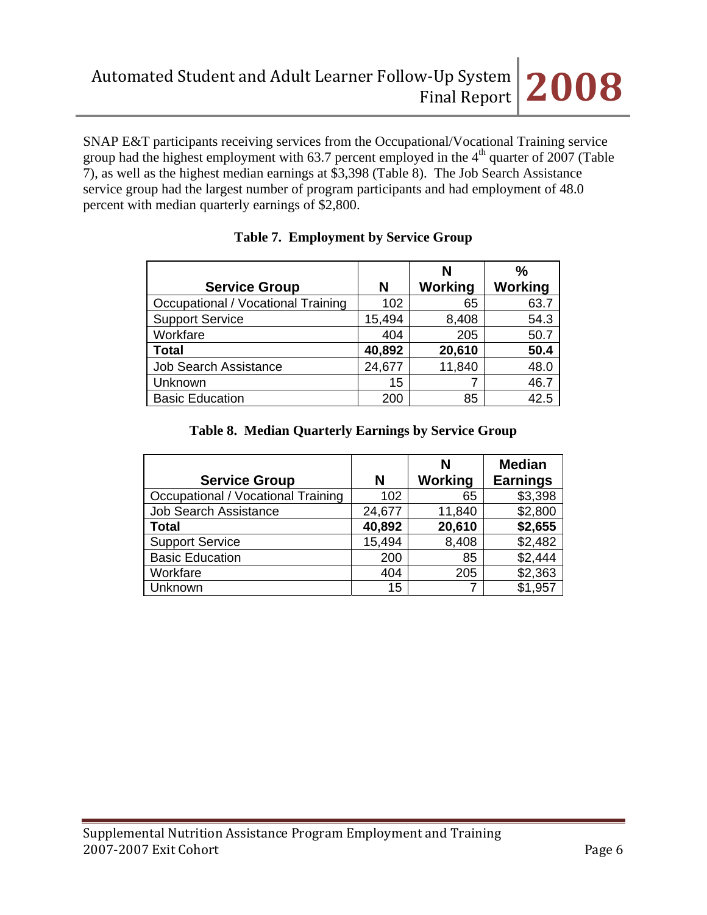SNAP E&T participants receiving services from the Occupational/Vocational Training service group had the highest employment with 63.7 percent employed in the 4th quarter of 2007 (Table 7), as well as the highest median earnings at $3,398 (Table 8). The Job Search Assistance service group had the largest number of program participants and had employment of 48.0 percent with median quarterly earnings of $2,800.

**Table 7. Employment by Service Group**

| Service Group | N | N Working | % Working |
|---|---|---|---|
| Occupational / Vocational Training | 102 | 65 | 63.7 |
| Support Service | 15,494 | 8,408 | 54.3 |
| Workfare | 404 | 205 | 50.7 |
| **Total** | **40,892** | **20,610** | **50.4** |
| Job Search Assistance | 24,677 | 11,840 | 48.0 |
| Unknown | 15 | 7 | 46.7 |
| Basic Education | 200 | 85 | 42.5 |

**Table 8. Median Quarterly Earnings by Service Group**

| Service Group | N | N Working | Median Earnings |
|---|---|---|---|
| Occupational / Vocational Training | 102 | 65 | $3,398 |
| Job Search Assistance | 24,677 | 11,840 | $2,800 |
| **Total** | **40,892** | **20,610** | **$2,655** |
| Support Service | 15,494 | 8,408 | $2,482 |
| Basic Education | 200 | 85 | $2,444 |
| Workfare | 404 | 205 | $2,363 |
| Unknown | 15 | 7 | $1,957 |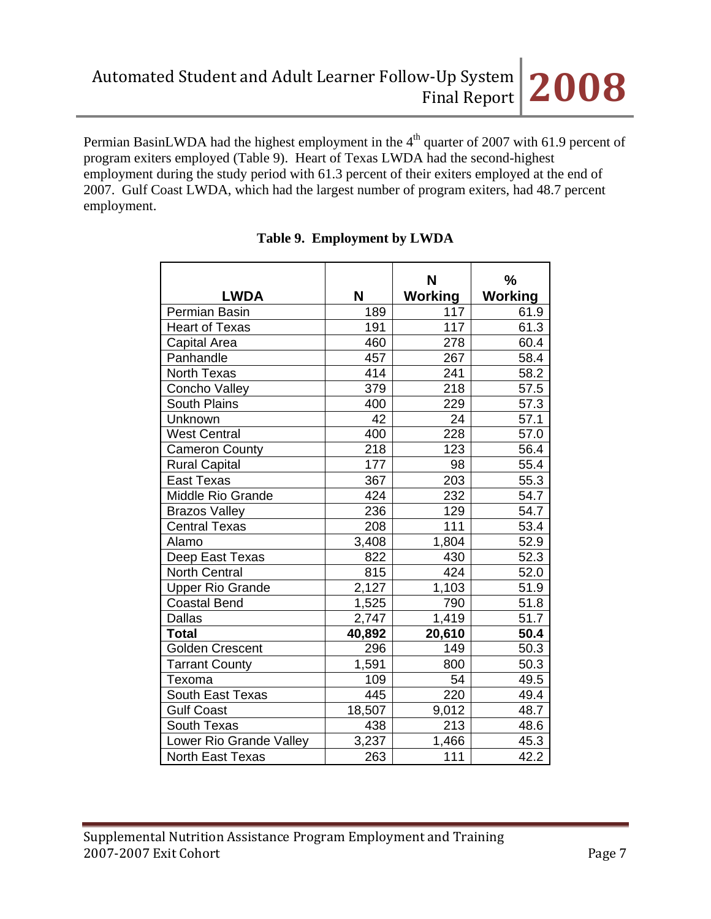Permian BasinLWDA had the highest employment in the 4th quarter of 2007 with 61.9 percent of program exiters employed (Table 9). Heart of Texas LWDA had the second-highest employment during the study period with 61.3 percent of their exiters employed at the end of 2007. Gulf Coast LWDA, which had the largest number of program exiters, had 48.7 percent employment.

**Table 9. Employment by LWDA**

| LWDA | N | N Working | % Working |
|---|---|---|---|
| Permian Basin | 189 | 117 | 61.9 |
| Heart of Texas | 191 | 117 | 61.3 |
| Capital Area | 460 | 278 | 60.4 |
| Panhandle | 457 | 267 | 58.4 |
| North Texas | 414 | 241 | 58.2 |
| Concho Valley | 379 | 218 | 57.5 |
| South Plains | 400 | 229 | 57.3 |
| Unknown | 42 | 24 | 57.1 |
| West Central | 400 | 228 | 57.0 |
| Cameron County | 218 | 123 | 56.4 |
| Rural Capital | 177 | 98 | 55.4 |
| East Texas | 367 | 203 | 55.3 |
| Middle Rio Grande | 424 | 232 | 54.7 |
| Brazos Valley | 236 | 129 | 54.7 |
| Central Texas | 208 | 111 | 53.4 |
| Alamo | 3,408 | 1,804 | 52.9 |
| Deep East Texas | 822 | 430 | 52.3 |
| North Central | 815 | 424 | 52.0 |
| Upper Rio Grande | 2,127 | 1,103 | 51.9 |
| Coastal Bend | 1,525 | 790 | 51.8 |
| Dallas | 2,747 | 1,419 | 51.7 |
| **Total** | **40,892** | **20,610** | **50.4** |
| Golden Crescent | 296 | 149 | 50.3 |
| Tarrant County | 1,591 | 800 | 50.3 |
| Texoma | 109 | 54 | 49.5 |
| South East Texas | 445 | 220 | 49.4 |
| Gulf Coast | 18,507 | 9,012 | 48.7 |
| South Texas | 438 | 213 | 48.6 |
| Lower Rio Grande Valley | 3,237 | 1,466 | 45.3 |
| North East Texas | 263 | 111 | 42.2 |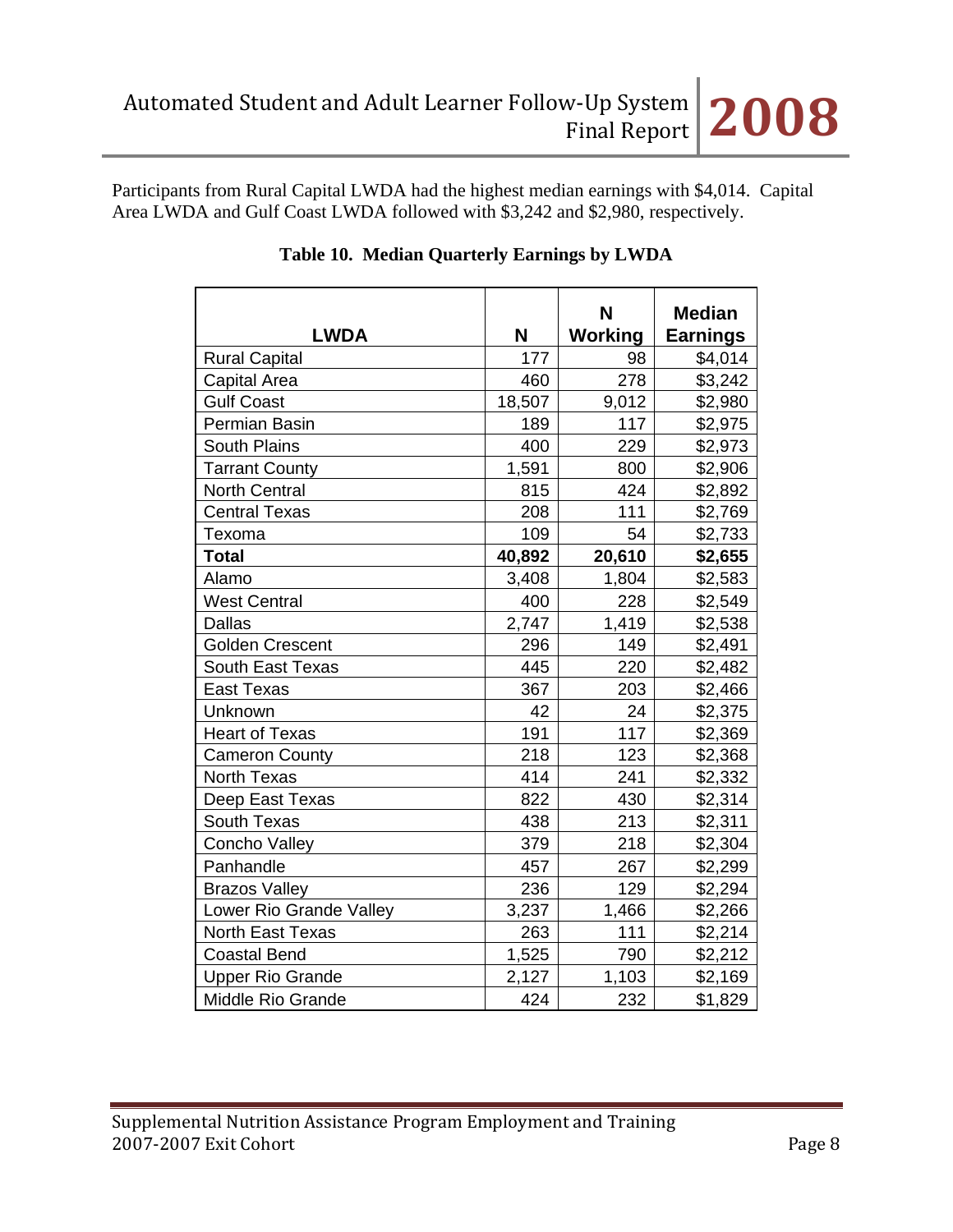Participants from Rural Capital LWDA had the highest median earnings with $4,014. Capital Area LWDA and Gulf Coast LWDA followed with $3,242 and $2,980, respectively.

**Table 10. Median Quarterly Earnings by LWDA**

| LWDA | N | N Working | Median Earnings |
|---|---|---|---|
| Rural Capital | 177 | 98 | $4,014 |
| Capital Area | 460 | 278 | $3,242 |
| Gulf Coast | 18,507 | 9,012 | $2,980 |
| Permian Basin | 189 | 117 | $2,975 |
| South Plains | 400 | 229 | $2,973 |
| Tarrant County | 1,591 | 800 | $2,906 |
| North Central | 815 | 424 | $2,892 |
| Central Texas | 208 | 111 | $2,769 |
| Texoma | 109 | 54 | $2,733 |
| **Total** | **40,892** | **20,610** | **$2,655** |
| Alamo | 3,408 | 1,804 | $2,583 |
| West Central | 400 | 228 | $2,549 |
| Dallas | 2,747 | 1,419 | $2,538 |
| Golden Crescent | 296 | 149 | $2,491 |
| South East Texas | 445 | 220 | $2,482 |
| East Texas | 367 | 203 | $2,466 |
| Unknown | 42 | 24 | $2,375 |
| Heart of Texas | 191 | 117 | $2,369 |
| Cameron County | 218 | 123 | $2,368 |
| North Texas | 414 | 241 | $2,332 |
| Deep East Texas | 822 | 430 | $2,314 |
| South Texas | 438 | 213 | $2,311 |
| Concho Valley | 379 | 218 | $2,304 |
| Panhandle | 457 | 267 | $2,299 |
| Brazos Valley | 236 | 129 | $2,294 |
| Lower Rio Grande Valley | 3,237 | 1,466 | $2,266 |
| North East Texas | 263 | 111 | $2,214 |
| Coastal Bend | 1,525 | 790 | $2,212 |
| Upper Rio Grande | 2,127 | 1,103 | $2,169 |
| Middle Rio Grande | 424 | 232 | $1,829 |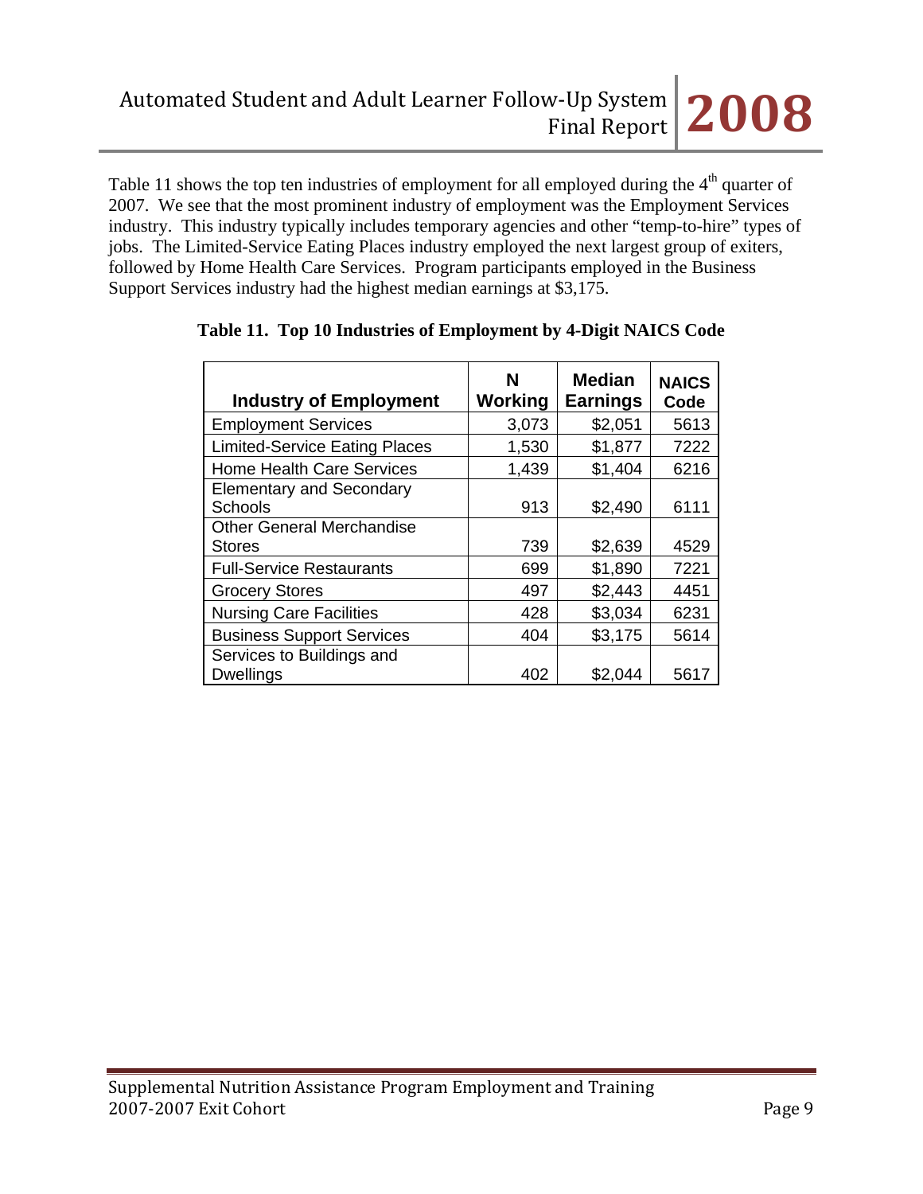Table 11 shows the top ten industries of employment for all employed during the 4th quarter of 2007. We see that the most prominent industry of employment was the Employment Services industry. This industry typically includes temporary agencies and other "temp-to-hire" types of jobs. The Limited-Service Eating Places industry employed the next largest group of exiters, followed by Home Health Care Services. Program participants employed in the Business Support Services industry had the highest median earnings at $3,175.

**Table 11. Top 10 Industries of Employment by 4-Digit NAICS Code**

| Industry of Employment | N Working | Median Earnings | NAICS Code |
|---|---|---|---|
| Employment Services | 3,073 | $2,051 | 5613 |
| Limited-Service Eating Places | 1,530 | $1,877 | 7222 |
| Home Health Care Services | 1,439 | $1,404 | 6216 |
| Elementary and Secondary Schools | 913 | $2,490 | 6111 |
| Other General Merchandise Stores | 739 | $2,639 | 4529 |
| Full-Service Restaurants | 699 | $1,890 | 7221 |
| Grocery Stores | 497 | $2,443 | 4451 |
| Nursing Care Facilities | 428 | $3,034 | 6231 |
| Business Support Services | 404 | $3,175 | 5614 |
| Services to Buildings and Dwellings | 402 | $2,044 | 5617 |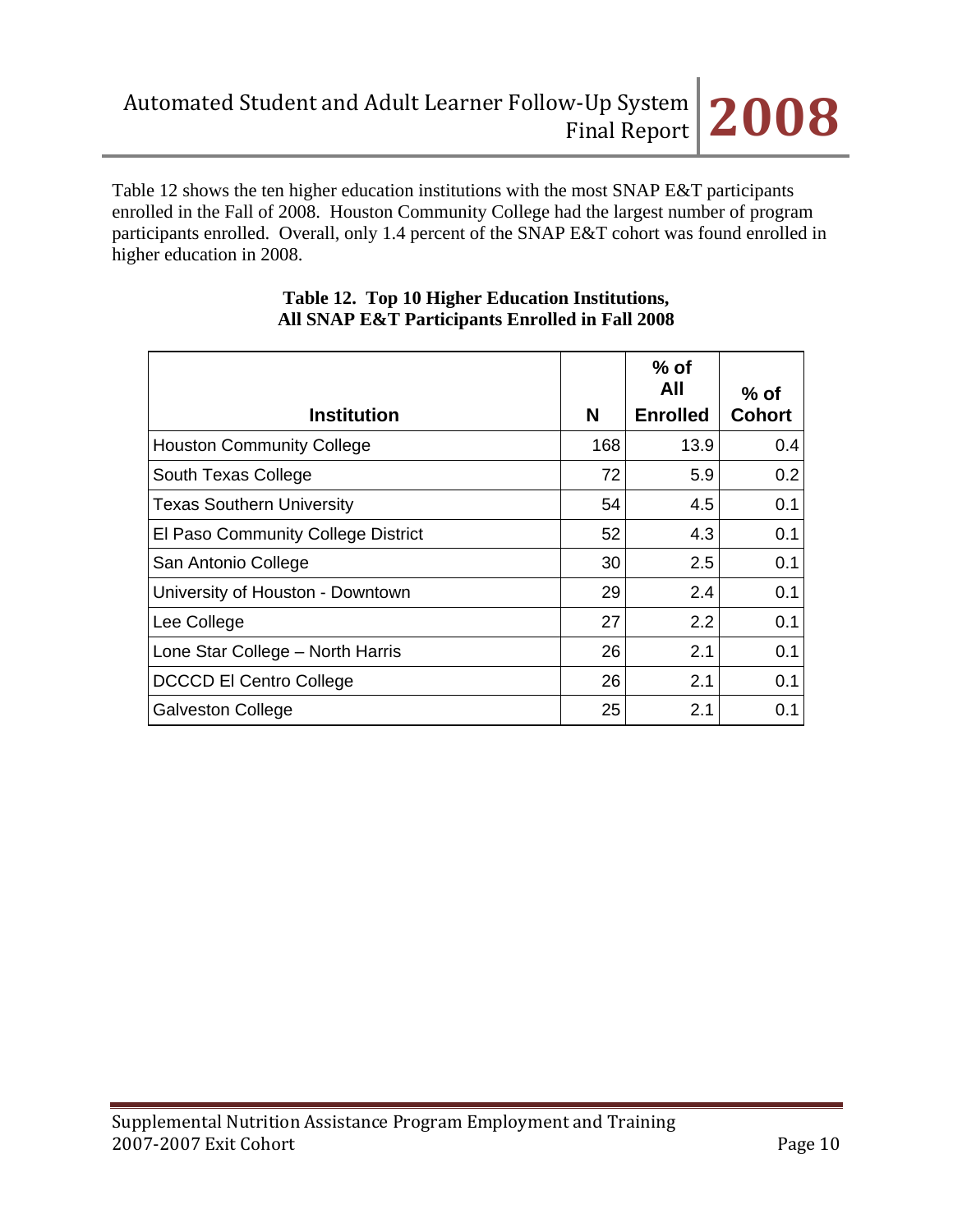Table 12 shows the ten higher education institutions with the most SNAP E&T participants enrolled in the Fall of 2008. Houston Community College had the largest number of program participants enrolled. Overall, only 1.4 percent of the SNAP E&T cohort was found enrolled in higher education in 2008.

**Table 12. Top 10 Higher Education Institutions, All SNAP E&T Participants Enrolled in Fall 2008**

| Institution | N | % of All Enrolled | % of Cohort |
|---|---|---|---|
| Houston Community College | 168 | 13.9 | 0.4 |
| South Texas College | 72 | 5.9 | 0.2 |
| Texas Southern University | 54 | 4.5 | 0.1 |
| El Paso Community College District | 52 | 4.3 | 0.1 |
| San Antonio College | 30 | 2.5 | 0.1 |
| University of Houston - Downtown | 29 | 2.4 | 0.1 |
| Lee College | 27 | 2.2 | 0.1 |
| Lone Star College – North Harris | 26 | 2.1 | 0.1 |
| DCCCD El Centro College | 26 | 2.1 | 0.1 |
| Galveston College | 25 | 2.1 | 0.1 |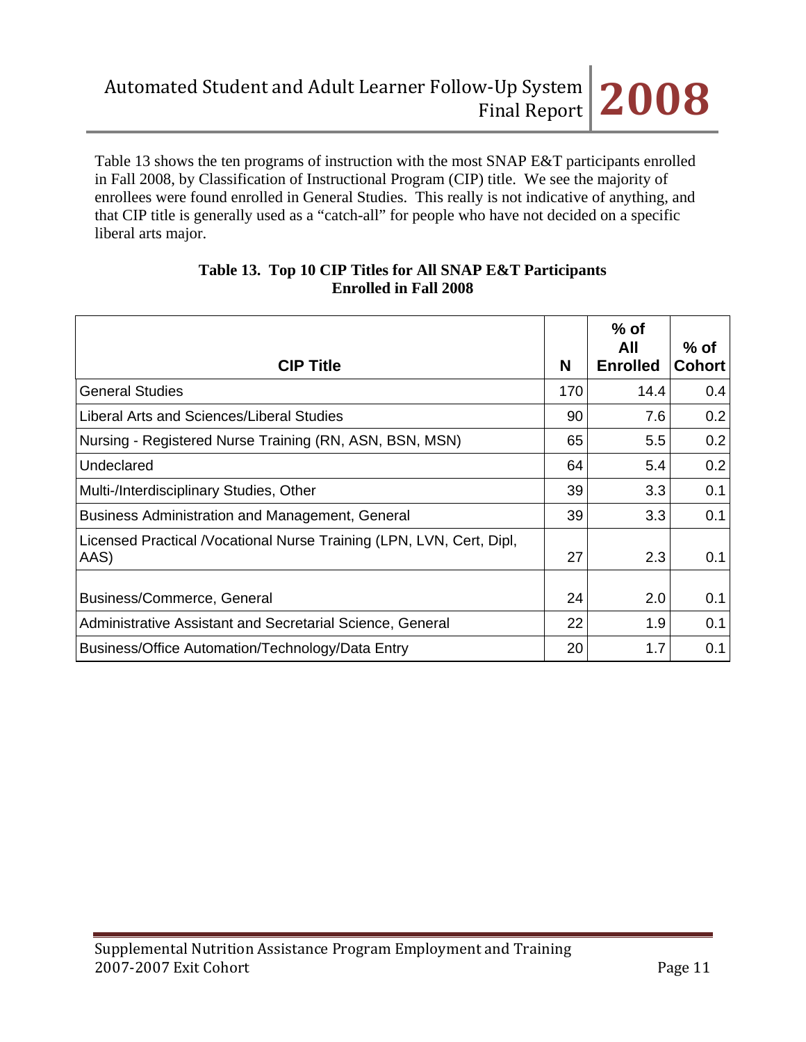Table 13 shows the ten programs of instruction with the most SNAP E&T participants enrolled in Fall 2008, by Classification of Instructional Program (CIP) title. We see the majority of enrollees were found enrolled in General Studies. This really is not indicative of anything, and that CIP title is generally used as a "catch-all" for people who have not decided on a specific liberal arts major.

**Table 13. Top 10 CIP Titles for All SNAP E&T Participants Enrolled in Fall 2008**

| CIP Title | N | % of All Enrolled | % of Cohort |
|---|---|---|---|
| General Studies | 170 | 14.4 | 0.4 |
| Liberal Arts and Sciences/Liberal Studies | 90 | 7.6 | 0.2 |
| Nursing - Registered Nurse Training (RN, ASN, BSN, MSN) | 65 | 5.5 | 0.2 |
| Undeclared | 64 | 5.4 | 0.2 |
| Multi-/Interdisciplinary Studies, Other | 39 | 3.3 | 0.1 |
| Business Administration and Management, General | 39 | 3.3 | 0.1 |
| Licensed Practical /Vocational Nurse Training (LPN, LVN, Cert, Dipl, AAS) | 27 | 2.3 | 0.1 |
| Business/Commerce, General | 24 | 2.0 | 0.1 |
| Administrative Assistant and Secretarial Science, General | 22 | 1.9 | 0.1 |
| Business/Office Automation/Technology/Data Entry | 20 | 1.7 | 0.1 |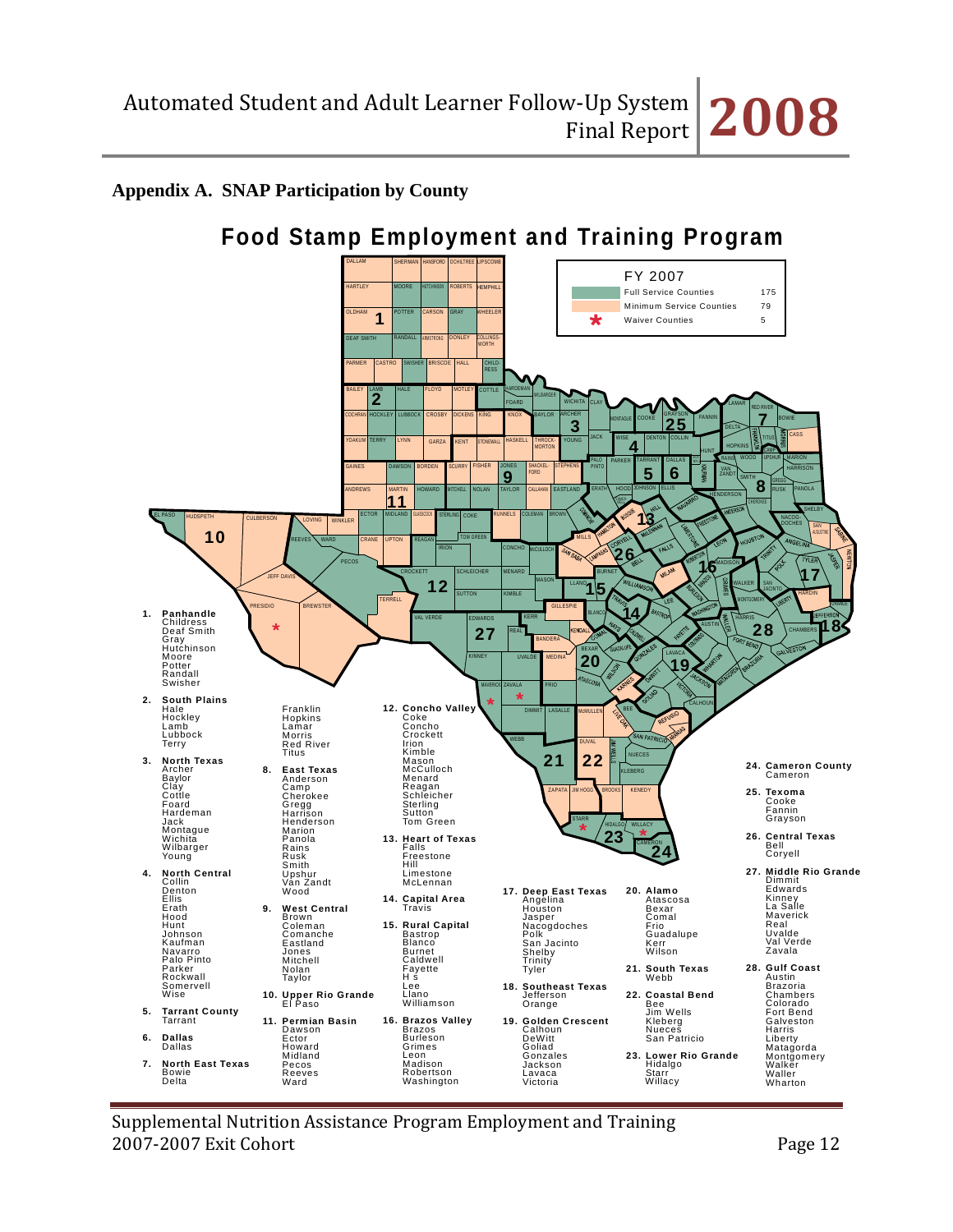## Appendix A. SNAP Participation by County

# Food Stamp Employment and Training Program

| FY 2007 | |
|---|---|
| Full Service Counties | 175 |
| Minimum Service Counties | 79 |
| * Waiver Counties | 5 |

1. **Panhandle**
Childress
Deaf Smith
Gray
Hutchinson
Moore
Potter
Randall
Swisher

2. **South Plains**
Hale
Hockley
Lamb
Lubbock
Terry

3. **North Texas**
Archer
Baylor
Clay
Cottle
Foard
Hardeman
Jack
Montague
Wichita
Wilbarger
Young

4. **North Central**
Collin
Denton
Ellis
Erath
Hood
Hunt
Johnson
Kaufman
Navarro
Palo Pinto
Parker
Rockwall
Somervell
Wise

5. **Tarrant County**
Tarrant

6. **Dallas**
Dallas

7. **North East Texas**
Bowie
Delta
Franklin
Hopkins
Lamar
Morris
Red River
Titus

8. **East Texas**
Anderson
Camp
Cherokee
Gregg
Harrison
Henderson
Marion
Panola
Rains
Rusk
Smith
Upshur
Van Zandt
Wood

9. **West Central**
Brown
Coleman
Comanche
Eastland
Jones
Mitchell
Nolan
Taylor

10. **Upper Rio Grande**
El Paso

11. **Permian Basin**
Dawson
Ector
Howard
Midland
Pecos
Reeves
Ward

12. **Concho Valley**
Coke
Concho
Crockett
Irion
Kimble
Mason
McCulloch
Menard
Reagan
Schleicher
Sterling
Sutton
Tom Green

13. **Heart of Texas**
Falls
Freestone
Hill
Limestone
McLennan

14. **Capital Area**
Travis

15. **Rural Capital**
Bastrop
Blanco
Burnet
Caldwell
Fayette
H s
Lee
Llano
Williamson

16. **Brazos Valley**
Brazos
Burleson
Grimes
Leon
Madison
Robertson
Washington

17. **Deep East Texas**
Angelina
Houston
Jasper
Nacogdoches
Polk
San Jacinto
Shelby
Trinity
Tyler

18. **Southeast Texas**
Jefferson
Orange

19. **Golden Crescent**
Calhoun
DeWitt
Goliad
Gonzales
Jackson
Lavaca
Victoria

20. **Alamo**
Atascosa
Bexar
Comal
Frio
Guadalupe
Kerr
Wilson

21. **South Texas**
Webb

22. **Coastal Bend**
Bee
Jim Wells
Kleberg
Nueces
San Patricio

23. **Lower Rio Grande**
Hidalgo
Starr
Willacy

24. **Cameron County**
Cameron

25. **Texoma**
Cooke
Fannin
Grayson

26. **Central Texas**
Bell
Coryell

27. **Middle Rio Grande**
Dimmit
Edwards
Kinney
La Salle
Maverick
Real
Uvalde
Val Verde
Zavala

28. **Gulf Coast**
Austin
Brazoria
Chambers
Colorado
Fort Bend
Galveston
Harris
Liberty
Matagorda
Montgomery
Walker
Waller
Wharton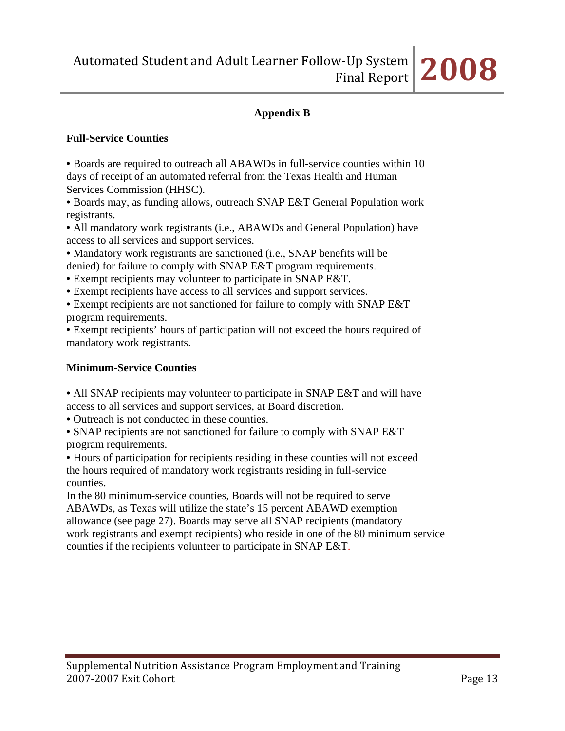## Appendix B

### Full-Service Counties

- Boards are required to outreach all ABAWDs in full-service counties within 10 days of receipt of an automated referral from the Texas Health and Human Services Commission (HHSC).
- Boards may, as funding allows, outreach SNAP E&T General Population work registrants.
- All mandatory work registrants (i.e., ABAWDs and General Population) have access to all services and support services.
- Mandatory work registrants are sanctioned (i.e., SNAP benefits will be denied) for failure to comply with SNAP E&T program requirements.
- Exempt recipients may volunteer to participate in SNAP E&T.
- Exempt recipients have access to all services and support services.
- Exempt recipients are not sanctioned for failure to comply with SNAP E&T program requirements.
- Exempt recipients' hours of participation will not exceed the hours required of mandatory work registrants.

### Minimum-Service Counties

- All SNAP recipients may volunteer to participate in SNAP E&T and will have access to all services and support services, at Board discretion.
- Outreach is not conducted in these counties.
- SNAP recipients are not sanctioned for failure to comply with SNAP E&T program requirements.
- Hours of participation for recipients residing in these counties will not exceed the hours required of mandatory work registrants residing in full-service counties.

In the 80 minimum-service counties, Boards will not be required to serve ABAWDs, as Texas will utilize the state's 15 percent ABAWD exemption allowance (see page 27). Boards may serve all SNAP recipients (mandatory work registrants and exempt recipients) who reside in one of the 80 minimum service counties if the recipients volunteer to participate in SNAP E&T.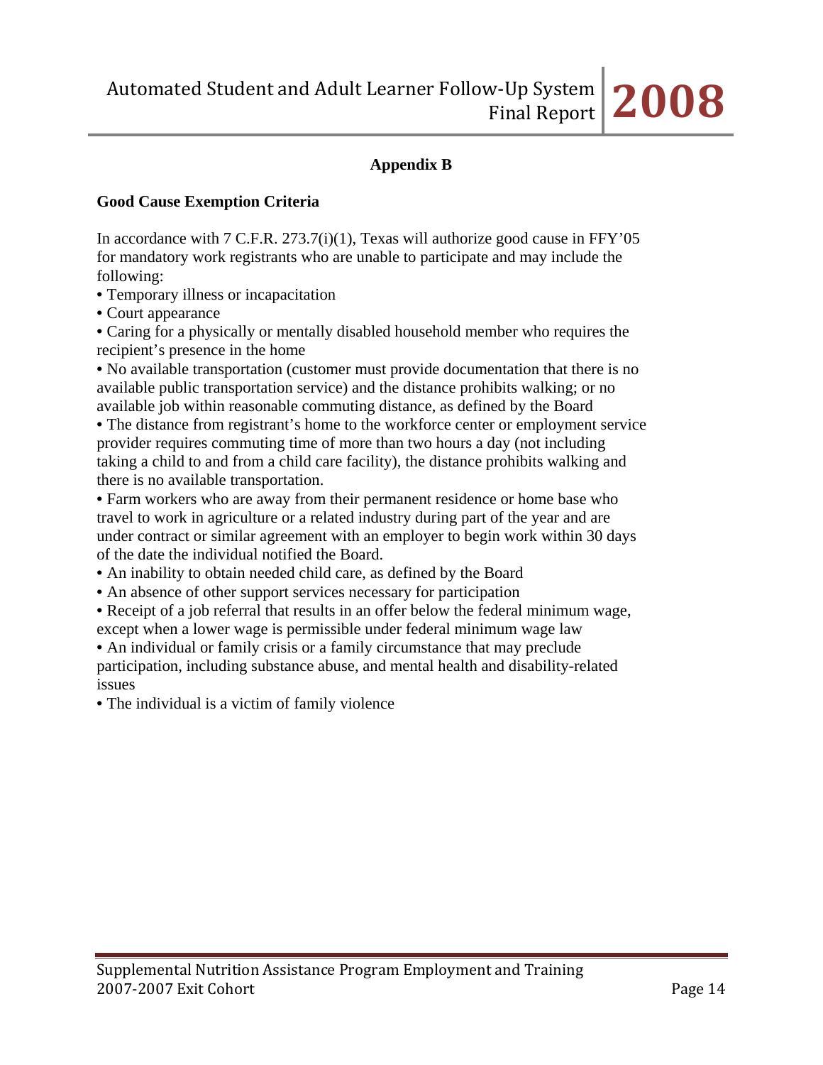## Appendix B

### Good Cause Exemption Criteria

In accordance with 7 C.F.R. 273.7(i)(1), Texas will authorize good cause in FFY'05 for mandatory work registrants who are unable to participate and may include the following:

- Temporary illness or incapacitation
- Court appearance
- Caring for a physically or mentally disabled household member who requires the recipient's presence in the home
- No available transportation (customer must provide documentation that there is no available public transportation service) and the distance prohibits walking; or no available job within reasonable commuting distance, as defined by the Board
- The distance from registrant's home to the workforce center or employment service provider requires commuting time of more than two hours a day (not including taking a child to and from a child care facility), the distance prohibits walking and there is no available transportation.
- Farm workers who are away from their permanent residence or home base who travel to work in agriculture or a related industry during part of the year and are under contract or similar agreement with an employer to begin work within 30 days of the date the individual notified the Board.
- An inability to obtain needed child care, as defined by the Board
- An absence of other support services necessary for participation
- Receipt of a job referral that results in an offer below the federal minimum wage, except when a lower wage is permissible under federal minimum wage law
- An individual or family crisis or a family circumstance that may preclude participation, including substance abuse, and mental health and disability-related issues
- The individual is a victim of family violence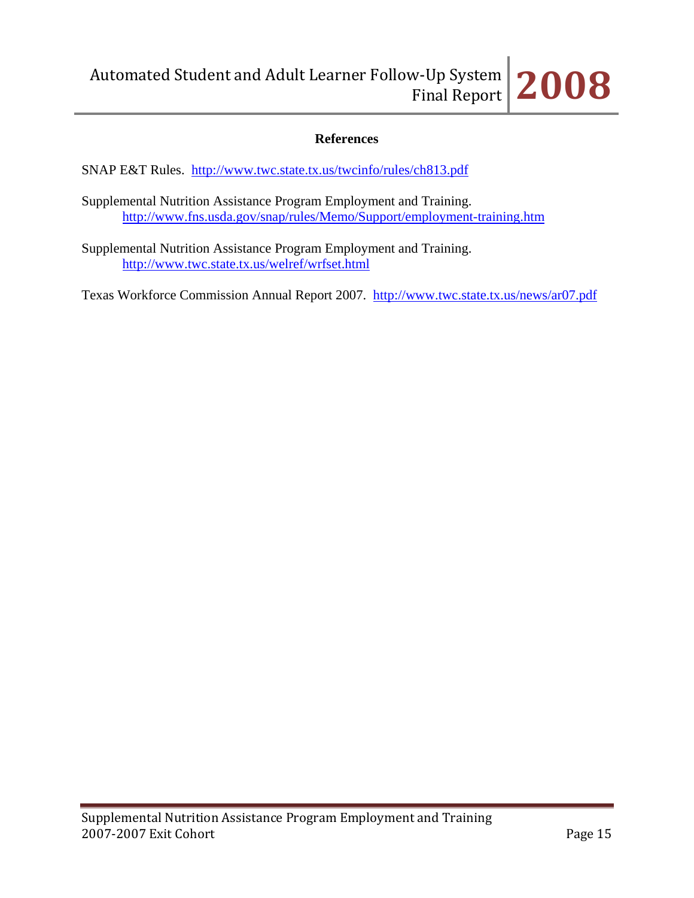## References

SNAP E&T Rules. http://www.twc.state.tx.us/twcinfo/rules/ch813.pdf

Supplemental Nutrition Assistance Program Employment and Training. http://www.fns.usda.gov/snap/rules/Memo/Support/employment-training.htm

Supplemental Nutrition Assistance Program Employment and Training. http://www.twc.state.tx.us/welref/wrfset.html

Texas Workforce Commission Annual Report 2007. http://www.twc.state.tx.us/news/ar07.pdf